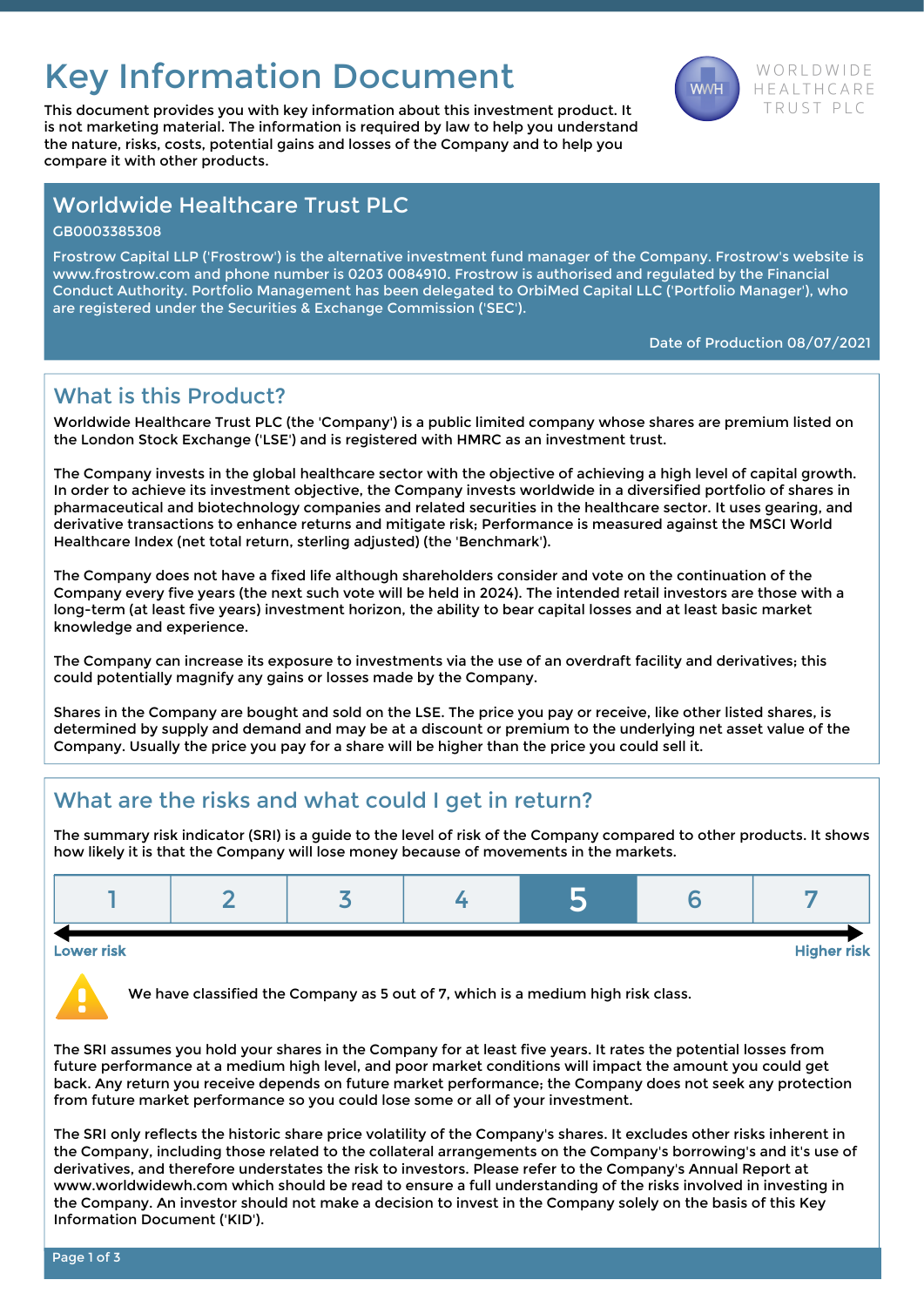# Key Information Document

This document provides you with key information about this investment product. It is not marketing material. The information is required by law to help you understand the nature, risks, costs, potential gains and losses of the Company and to help you compare it with other products.

WORLDWIDE HEALTHCARE TRUST PLC

## Worldwide Healthcare Trust PLC

GB0003385308

Frostrow Capital LLP ('Frostrow') is the alternative investment fund manager of the Company. Frostrow's website is www.frostrow.com and phone number is 0203 0084910. Frostrow is authorised and regulated by the Financial Conduct Authority. Portfolio Management has been delegated to OrbiMed Capital LLC ('Portfolio Manager'), who are registered under the Securities & Exchange Commission ('SEC').

Date of Production 08/07/2021

## What is this Product?

Worldwide Healthcare Trust PLC (the 'Company') is a public limited company whose shares are premium listed on the London Stock Exchange ('LSE') and is registered with HMRC as an investment trust.

The Company invests in the global healthcare sector with the objective of achieving a high level of capital growth. In order to achieve its investment objective, the Company invests worldwide in a diversified portfolio of shares in pharmaceutical and biotechnology companies and related securities in the healthcare sector. It uses gearing, and derivative transactions to enhance returns and mitigate risk; Performance is measured against the MSCI World Healthcare Index (net total return, sterling adjusted) (the 'Benchmark').

The Company does not have a fixed life although shareholders consider and vote on the continuation of the Company every five years (the next such vote will be held in 2024). The intended retail investors are those with a long-term (at least five years) investment horizon, the ability to bear capital losses and at least basic market knowledge and experience.

The Company can increase its exposure to investments via the use of an overdraft facility and derivatives; this could potentially magnify any gains or losses made by the Company.

Shares in the Company are bought and sold on the LSE. The price you pay or receive, like other listed shares, is determined by supply and demand and may be at a discount or premium to the underlying net asset value of the Company. Usually the price you pay for a share will be higher than the price you could sell it.

## What are the risks and what could I get in return?

The summary risk indicator (SRI) is a guide to the level of risk of the Company compared to other products. It shows how likely it is that the Company will lose money because of movements in the markets.

| 1 | 2 | 3 | 4 | **5** | 6 | 7 |
|---|---|---|---|---|---|---|

Lower risk ← → Higher risk

We have classified the Company as 5 out of 7, which is a medium high risk class.

The SRI assumes you hold your shares in the Company for at least five years. It rates the potential losses from future performance at a medium high level, and poor market conditions will impact the amount you could get back. Any return you receive depends on future market performance; the Company does not seek any protection from future market performance so you could lose some or all of your investment.

The SRI only reflects the historic share price volatility of the Company's shares. It excludes other risks inherent in the Company, including those related to the collateral arrangements on the Company's borrowing's and it's use of derivatives, and therefore understates the risk to investors. Please refer to the Company's Annual Report at www.worldwidewh.com which should be read to ensure a full understanding of the risks involved in investing in the Company. An investor should not make a decision to invest in the Company solely on the basis of this Key Information Document ('KID').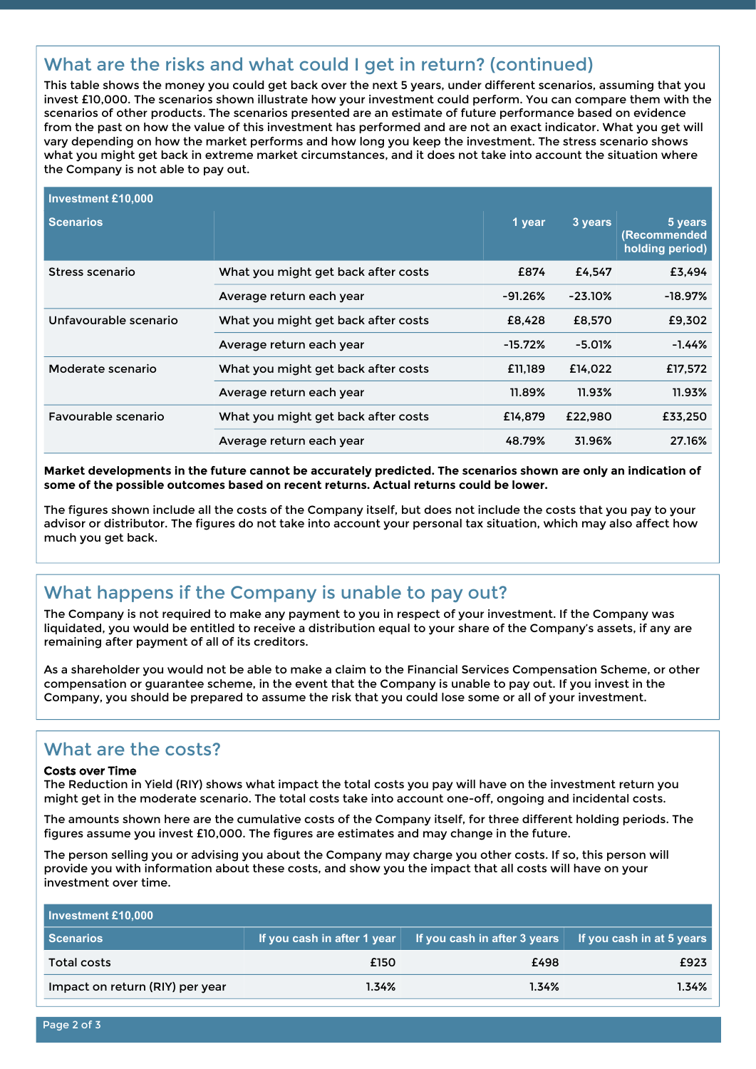## What are the risks and what could I get in return? (continued)

This table shows the money you could get back over the next 5 years, under different scenarios, assuming that you invest £10,000. The scenarios shown illustrate how your investment could perform. You can compare them with the scenarios of other products. The scenarios presented are an estimate of future performance based on evidence from the past on how the value of this investment has performed and are not an exact indicator. What you get will vary depending on how the market performs and how long you keep the investment. The stress scenario shows what you might get back in extreme market circumstances, and it does not take into account the situation where the Company is not able to pay out.

| **Investment £10,000** | | | | |
|---|---|---|---|---|
| **Scenarios** | | **1 year** | **3 years** | **5 years (Recommended holding period)** |
| Stress scenario | What you might get back after costs | £874 | £4,547 | £3,494 |
| | Average return each year | -91.26% | -23.10% | -18.97% |
| Unfavourable scenario | What you might get back after costs | £8,428 | £8,570 | £9,302 |
| | Average return each year | -15.72% | -5.01% | -1.44% |
| Moderate scenario | What you might get back after costs | £11,189 | £14,022 | £17,572 |
| | Average return each year | 11.89% | 11.93% | 11.93% |
| Favourable scenario | What you might get back after costs | £14,879 | £22,980 | £33,250 |
| | Average return each year | 48.79% | 31.96% | 27.16% |

**Market developments in the future cannot be accurately predicted. The scenarios shown are only an indication of some of the possible outcomes based on recent returns. Actual returns could be lower.**

The figures shown include all the costs of the Company itself, but does not include the costs that you pay to your advisor or distributor. The figures do not take into account your personal tax situation, which may also affect how much you get back.

## What happens if the Company is unable to pay out?

The Company is not required to make any payment to you in respect of your investment. If the Company was liquidated, you would be entitled to receive a distribution equal to your share of the Company's assets, if any are remaining after payment of all of its creditors.

As a shareholder you would not be able to make a claim to the Financial Services Compensation Scheme, or other compensation or guarantee scheme, in the event that the Company is unable to pay out. If you invest in the Company, you should be prepared to assume the risk that you could lose some or all of your investment.

## What are the costs?

**Costs over Time**

The Reduction in Yield (RIY) shows what impact the total costs you pay will have on the investment return you might get in the moderate scenario. The total costs take into account one-off, ongoing and incidental costs.

The amounts shown here are the cumulative costs of the Company itself, for three different holding periods. The figures assume you invest £10,000. The figures are estimates and may change in the future.

The person selling you or advising you about the Company may charge you other costs. If so, this person will provide you with information about these costs, and show you the impact that all costs will have on your investment over time.

| **Investment £10,000** | | | |
|---|---|---|---|
| **Scenarios** | **If you cash in after 1 year** | **If you cash in after 3 years** | **If you cash in at 5 years** |
| Total costs | £150 | £498 | £923 |
| Impact on return (RIY) per year | 1.34% | 1.34% | 1.34% |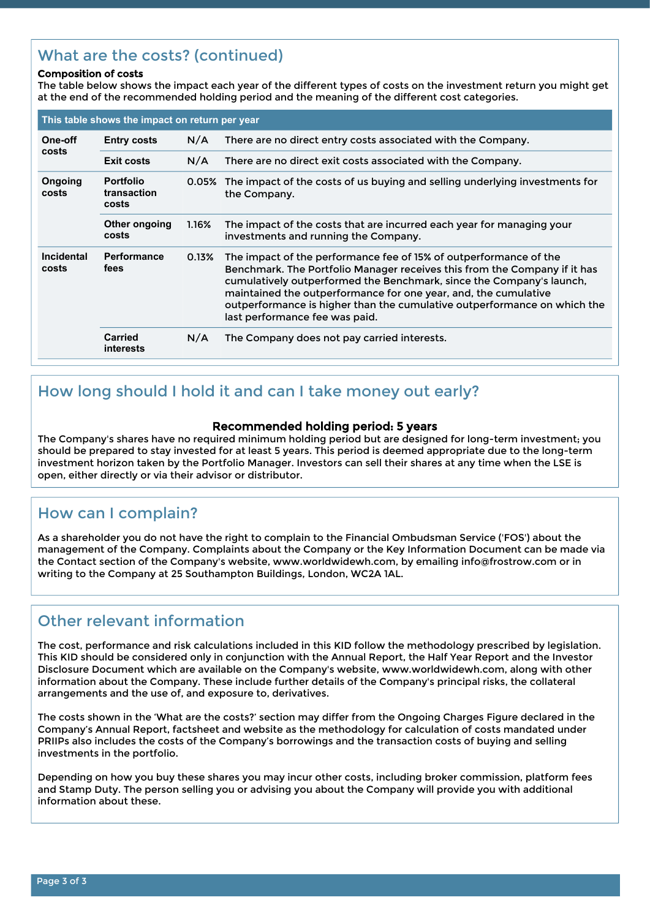## What are the costs? (continued)

**Composition of costs**

The table below shows the impact each year of the different types of costs on the investment return you might get at the end of the recommended holding period and the meaning of the different cost categories.

| This table shows the impact on return per year | | | |
|---|---|---|---|
| **One-off costs** | **Entry costs** | N/A | There are no direct entry costs associated with the Company. |
| | **Exit costs** | N/A | There are no direct exit costs associated with the Company. |
| **Ongoing costs** | **Portfolio transaction costs** | 0.05% | The impact of the costs of us buying and selling underlying investments for the Company. |
| | **Other ongoing costs** | 1.16% | The impact of the costs that are incurred each year for managing your investments and running the Company. |
| **Incidental costs** | **Performance fees** | 0.13% | The impact of the performance fee of 15% of outperformance of the Benchmark. The Portfolio Manager receives this from the Company if it has cumulatively outperformed the Benchmark, since the Company's launch, maintained the outperformance for one year, and, the cumulative outperformance is higher than the cumulative outperformance on which the last performance fee was paid. |
| | **Carried interests** | N/A | The Company does not pay carried interests. |

## How long should I hold it and can I take money out early?

**Recommended holding period: 5 years**

The Company's shares have no required minimum holding period but are designed for long-term investment; you should be prepared to stay invested for at least 5 years. This period is deemed appropriate due to the long-term investment horizon taken by the Portfolio Manager. Investors can sell their shares at any time when the LSE is open, either directly or via their advisor or distributor.

## How can I complain?

As a shareholder you do not have the right to complain to the Financial Ombudsman Service ('FOS') about the management of the Company. Complaints about the Company or the Key Information Document can be made via the Contact section of the Company's website, www.worldwidewh.com, by emailing info@frostrow.com or in writing to the Company at 25 Southampton Buildings, London, WC2A 1AL.

## Other relevant information

The cost, performance and risk calculations included in this KID follow the methodology prescribed by legislation. This KID should be considered only in conjunction with the Annual Report, the Half Year Report and the Investor Disclosure Document which are available on the Company's website, www.worldwidewh.com, along with other information about the Company. These include further details of the Company's principal risks, the collateral arrangements and the use of, and exposure to, derivatives.

The costs shown in the 'What are the costs?' section may differ from the Ongoing Charges Figure declared in the Company's Annual Report, factsheet and website as the methodology for calculation of costs mandated under PRIIPs also includes the costs of the Company's borrowings and the transaction costs of buying and selling investments in the portfolio.

Depending on how you buy these shares you may incur other costs, including broker commission, platform fees and Stamp Duty. The person selling you or advising you about the Company will provide you with additional information about these.